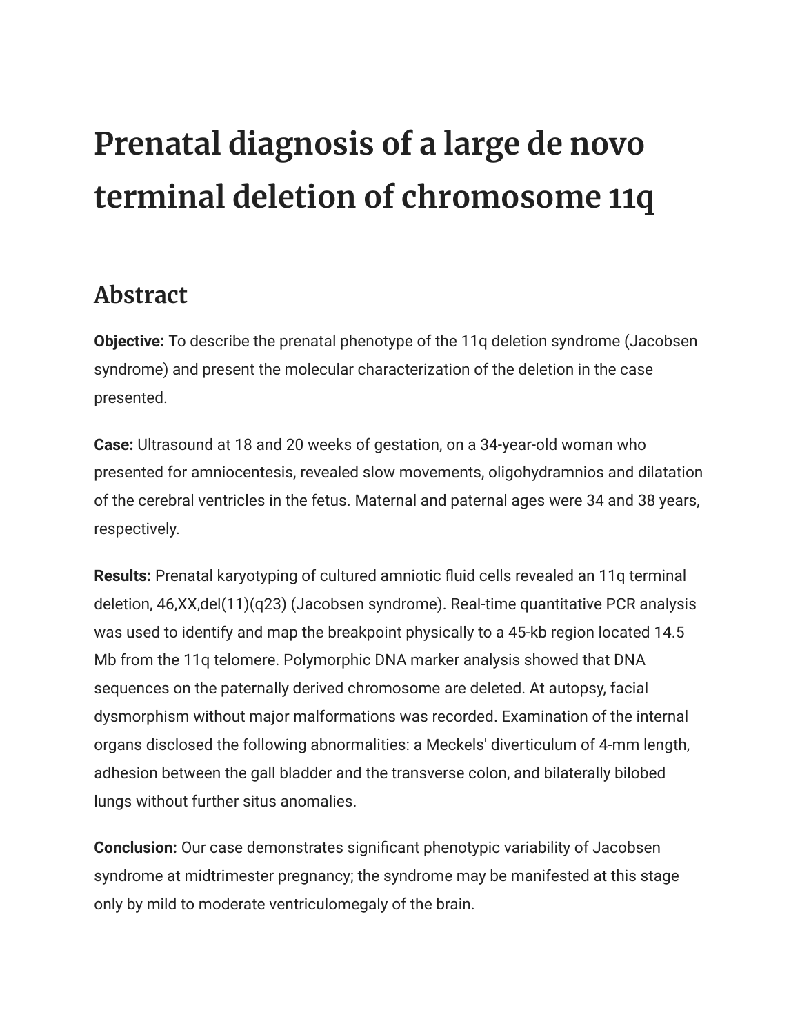# Prenatal diagnosis of a large de novo terminal deletion of chromosome 11q

## Abstract

**Objective:** To describe the prenatal phenotype of the 11q deletion syndrome (Jacobsen syndrome) and present the molecular characterization of the deletion in the case presented.

**Case:** Ultrasound at 18 and 20 weeks of gestation, on a 34-year-old woman who presented for amniocentesis, revealed slow movements, oligohydramnios and dilatation of the cerebral ventricles in the fetus. Maternal and paternal ages were 34 and 38 years, respectively.

**Results:** Prenatal karyotyping of cultured amniotic fluid cells revealed an 11q terminal deletion, 46,XX,del(11)(q23) (Jacobsen syndrome). Real-time quantitative PCR analysis was used to identify and map the breakpoint physically to a 45-kb region located 14.5 Mb from the 11q telomere. Polymorphic DNA marker analysis showed that DNA sequences on the paternally derived chromosome are deleted. At autopsy, facial dysmorphism without major malformations was recorded. Examination of the internal organs disclosed the following abnormalities: a Meckels' diverticulum of 4-mm length, adhesion between the gall bladder and the transverse colon, and bilaterally bilobed lungs without further situs anomalies.

**Conclusion:** Our case demonstrates significant phenotypic variability of Jacobsen syndrome at midtrimester pregnancy; the syndrome may be manifested at this stage only by mild to moderate ventriculomegaly of the brain.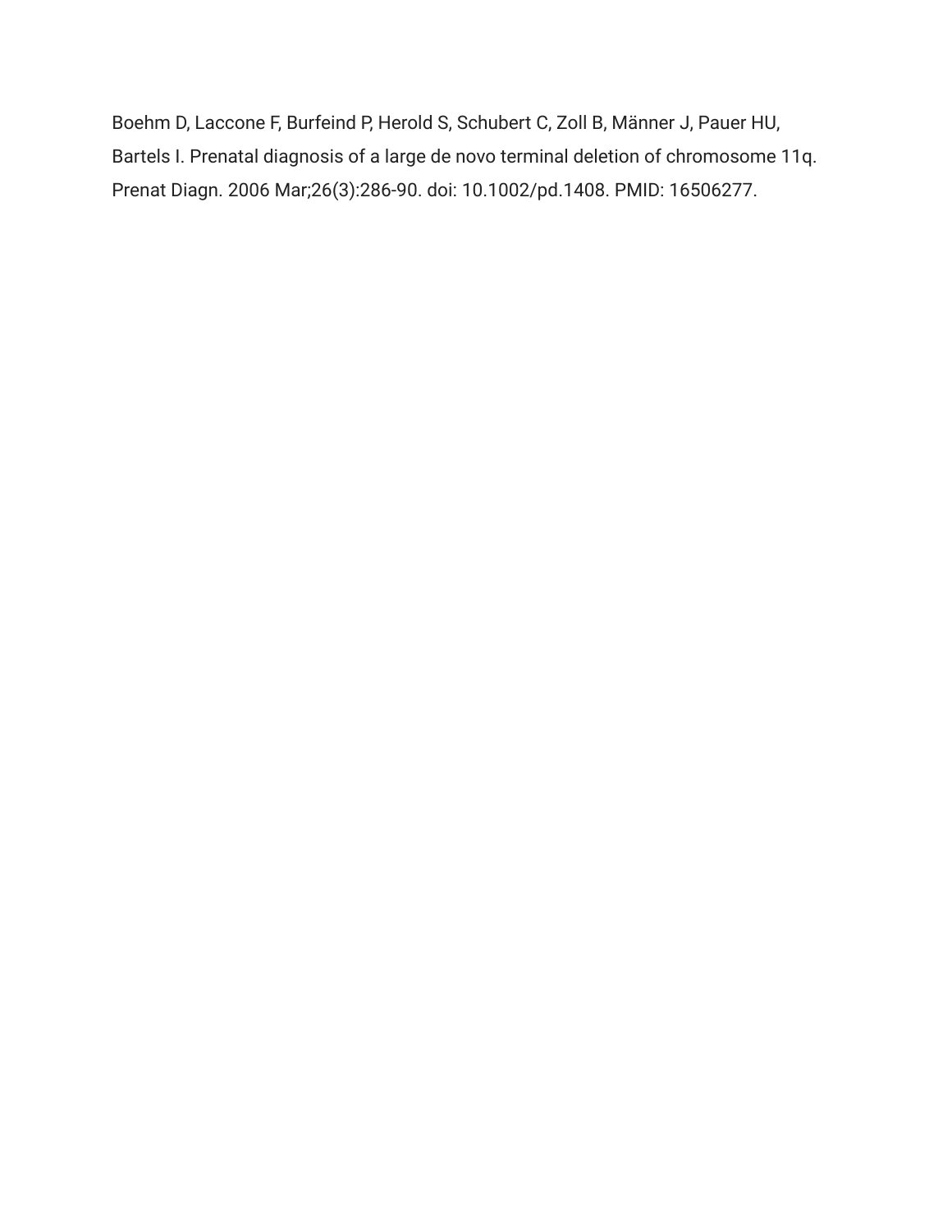Boehm D, Laccone F, Burfeind P, Herold S, Schubert C, Zoll B, Männer J, Pauer HU, Bartels I. Prenatal diagnosis of a large de novo terminal deletion of chromosome 11q. Prenat Diagn. 2006 Mar;26(3):286-90. doi: 10.1002/pd.1408. PMID: 16506277.